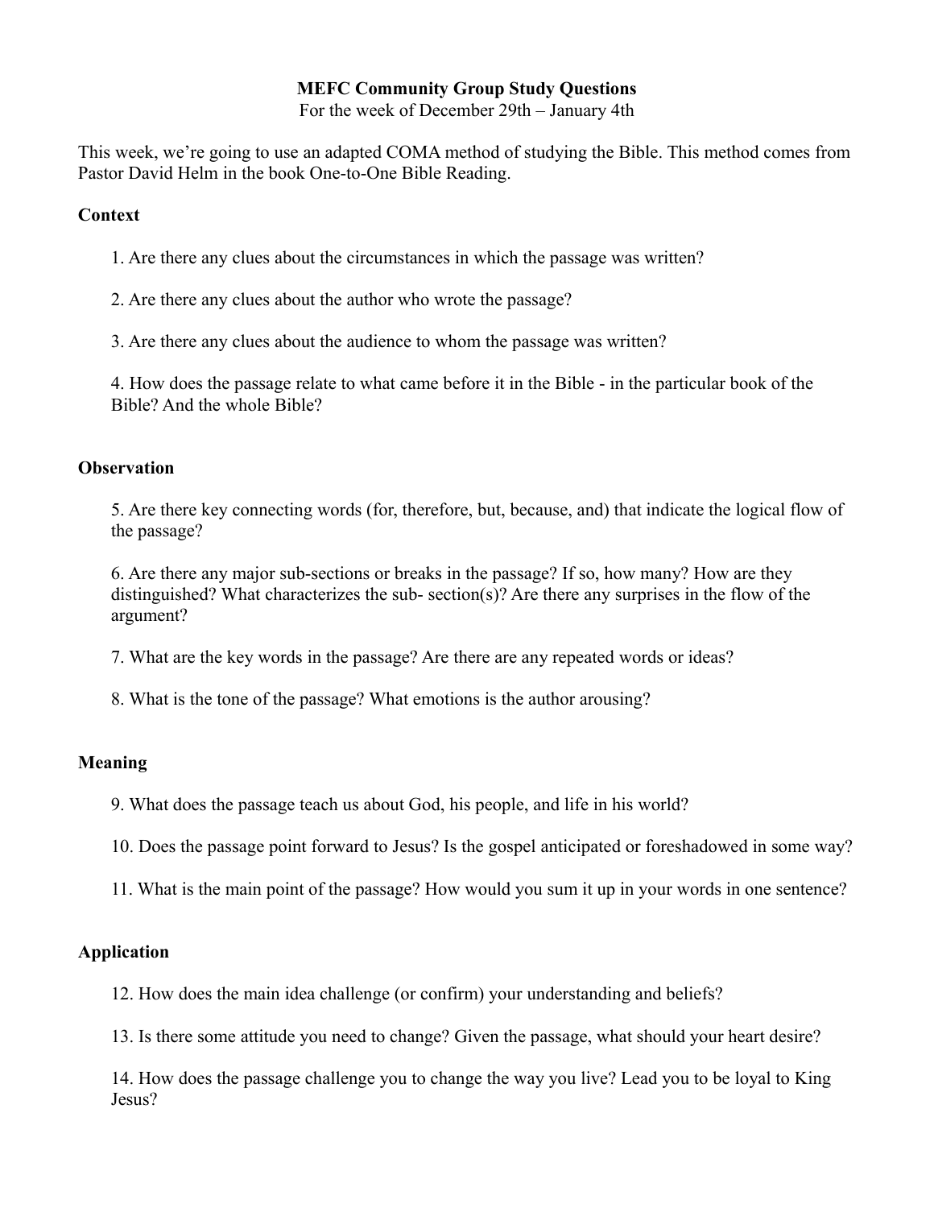**MEFC Community Group Study Questions**

For the week of December 29th – January 4th

This week, we're going to use an adapted COMA method of studying the Bible. This method comes from Pastor David Helm in the book One-to-One Bible Reading.

**Context**

1. Are there any clues about the circumstances in which the passage was written?

2. Are there any clues about the author who wrote the passage?

3. Are there any clues about the audience to whom the passage was written?

4. How does the passage relate to what came before it in the Bible - in the particular book of the Bible? And the whole Bible?

**Observation**

5. Are there key connecting words (for, therefore, but, because, and) that indicate the logical flow of the passage?

6. Are there any major sub-sections or breaks in the passage? If so, how many? How are they distinguished? What characterizes the sub- section(s)? Are there any surprises in the flow of the argument?

7. What are the key words in the passage? Are there are any repeated words or ideas?

8. What is the tone of the passage? What emotions is the author arousing?

**Meaning**

9. What does the passage teach us about God, his people, and life in his world?

10. Does the passage point forward to Jesus? Is the gospel anticipated or foreshadowed in some way?

11. What is the main point of the passage? How would you sum it up in your words in one sentence?

**Application**

12. How does the main idea challenge (or confirm) your understanding and beliefs?

13. Is there some attitude you need to change? Given the passage, what should your heart desire?

14. How does the passage challenge you to change the way you live? Lead you to be loyal to King Jesus?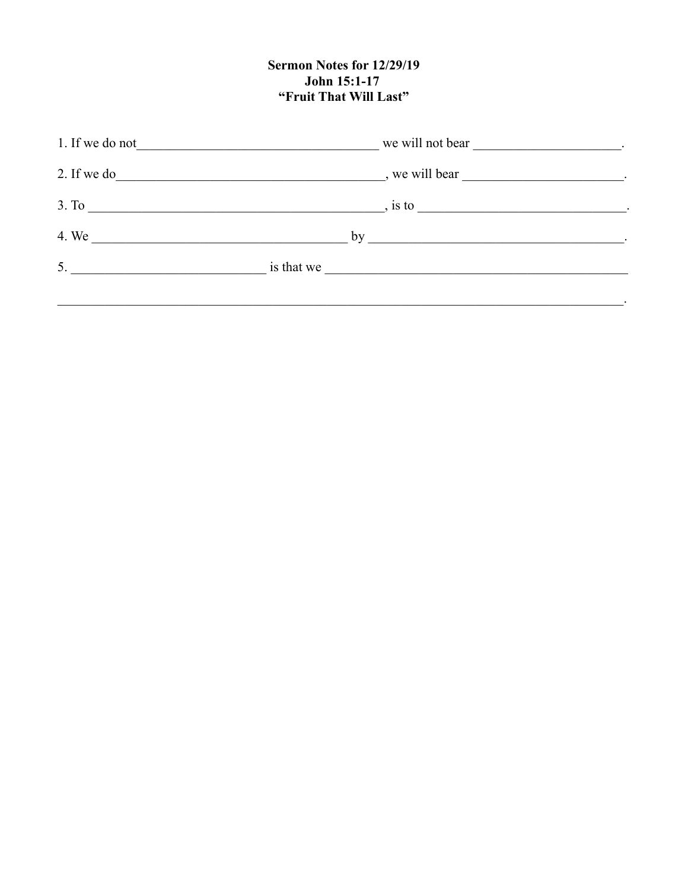**Sermon Notes for 12/29/19**
**John 15:1-17**
**"Fruit That Will Last"**

1. If we do not____________________________________ we will not bear _____________________.

2. If we do________________________________________, we will bear _______________________.

3. To ____________________________________________, is to _______________________________.

4. We _______________________________________ by ____________________________________.

5. _____________________________ is that we _____________________________________________

_________________________________________________________________________________.